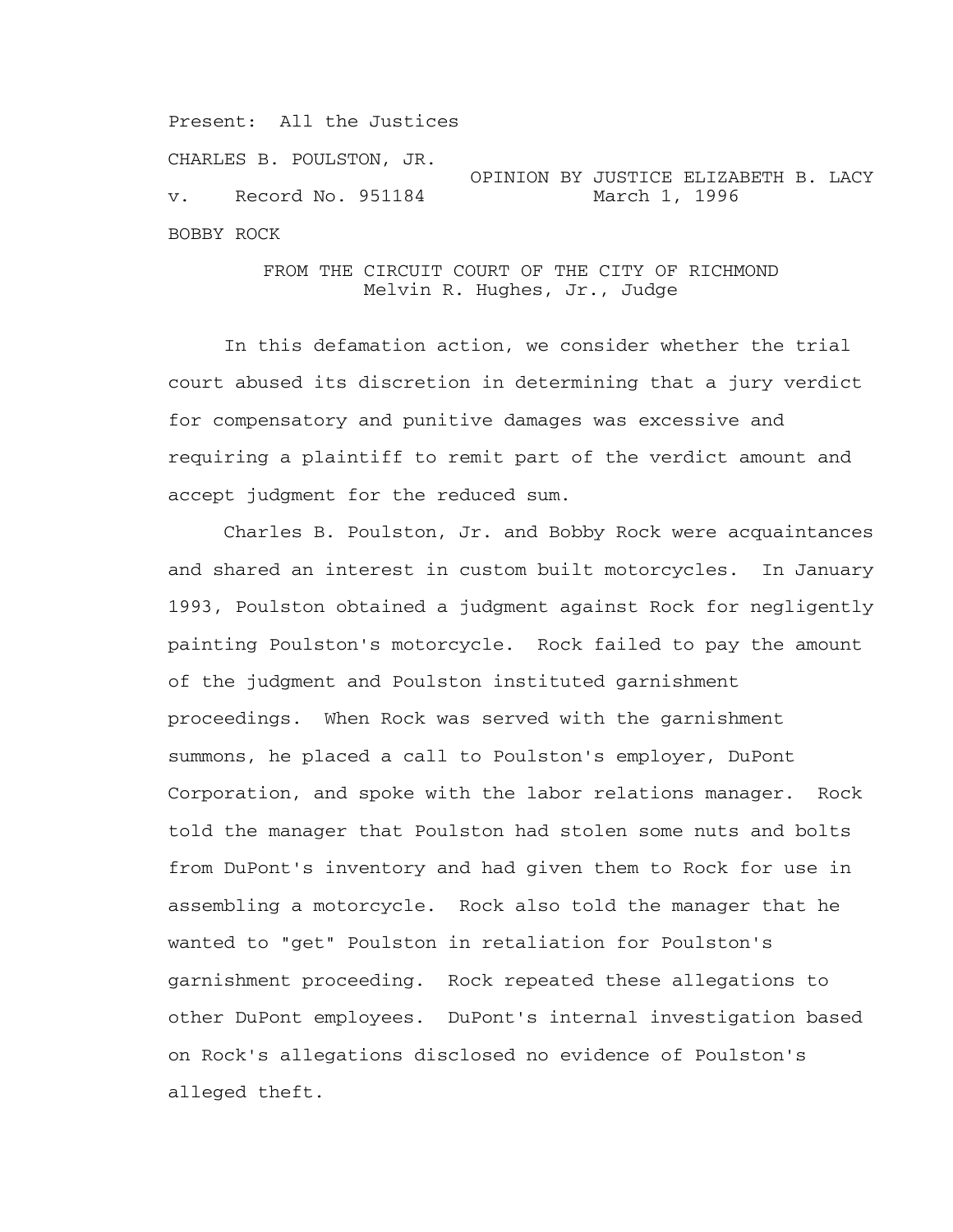Present: All the Justices

CHARLES B. POULSTON, JR.

OPINION BY JUSTICE ELIZABETH B. LACY

v. Record No. 951184 March 1, 1996

BOBBY ROCK

FROM THE CIRCUIT COURT OF THE CITY OF RICHMOND
Melvin R. Hughes, Jr., Judge

In this defamation action, we consider whether the trial court abused its discretion in determining that a jury verdict for compensatory and punitive damages was excessive and requiring a plaintiff to remit part of the verdict amount and accept judgment for the reduced sum.

Charles B. Poulston, Jr. and Bobby Rock were acquaintances and shared an interest in custom built motorcycles. In January 1993, Poulston obtained a judgment against Rock for negligently painting Poulston's motorcycle. Rock failed to pay the amount of the judgment and Poulston instituted garnishment proceedings. When Rock was served with the garnishment summons, he placed a call to Poulston's employer, DuPont Corporation, and spoke with the labor relations manager. Rock told the manager that Poulston had stolen some nuts and bolts from DuPont's inventory and had given them to Rock for use in assembling a motorcycle. Rock also told the manager that he wanted to "get" Poulston in retaliation for Poulston's garnishment proceeding. Rock repeated these allegations to other DuPont employees. DuPont's internal investigation based on Rock's allegations disclosed no evidence of Poulston's alleged theft.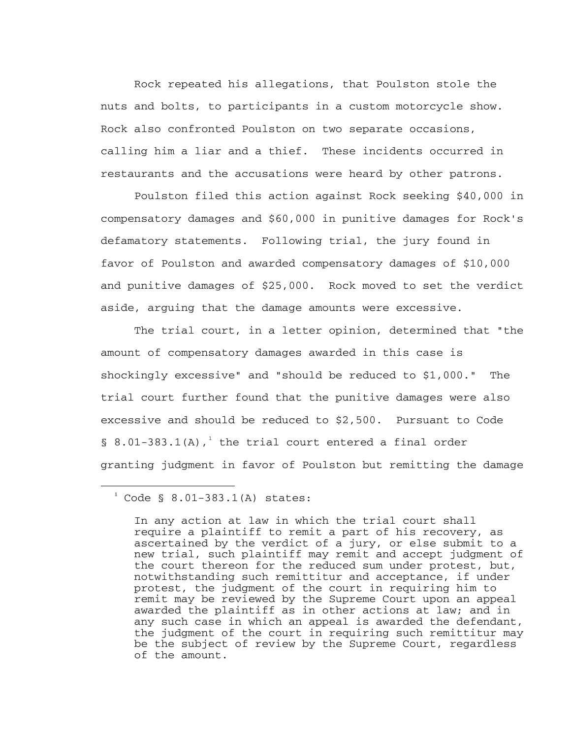Rock repeated his allegations, that Poulston stole the nuts and bolts, to participants in a custom motorcycle show. Rock also confronted Poulston on two separate occasions, calling him a liar and a thief. These incidents occurred in restaurants and the accusations were heard by other patrons.

Poulston filed this action against Rock seeking $40,000 in compensatory damages and $60,000 in punitive damages for Rock's defamatory statements. Following trial, the jury found in favor of Poulston and awarded compensatory damages of $10,000 and punitive damages of $25,000. Rock moved to set the verdict aside, arguing that the damage amounts were excessive.

The trial court, in a letter opinion, determined that "the amount of compensatory damages awarded in this case is shockingly excessive" and "should be reduced to $1,000." The trial court further found that the punitive damages were also excessive and should be reduced to $2,500. Pursuant to Code § 8.01-383.1(A),[1] the trial court entered a final order granting judgment in favor of Poulston but remitting the damage

---

[1] Code § 8.01-383.1(A) states:

> In any action at law in which the trial court shall require a plaintiff to remit a part of his recovery, as ascertained by the verdict of a jury, or else submit to a new trial, such plaintiff may remit and accept judgment of the court thereon for the reduced sum under protest, but, notwithstanding such remittitur and acceptance, if under protest, the judgment of the court in requiring him to remit may be reviewed by the Supreme Court upon an appeal awarded the plaintiff as in other actions at law; and in any such case in which an appeal is awarded the defendant, the judgment of the court in requiring such remittitur may be the subject of review by the Supreme Court, regardless of the amount.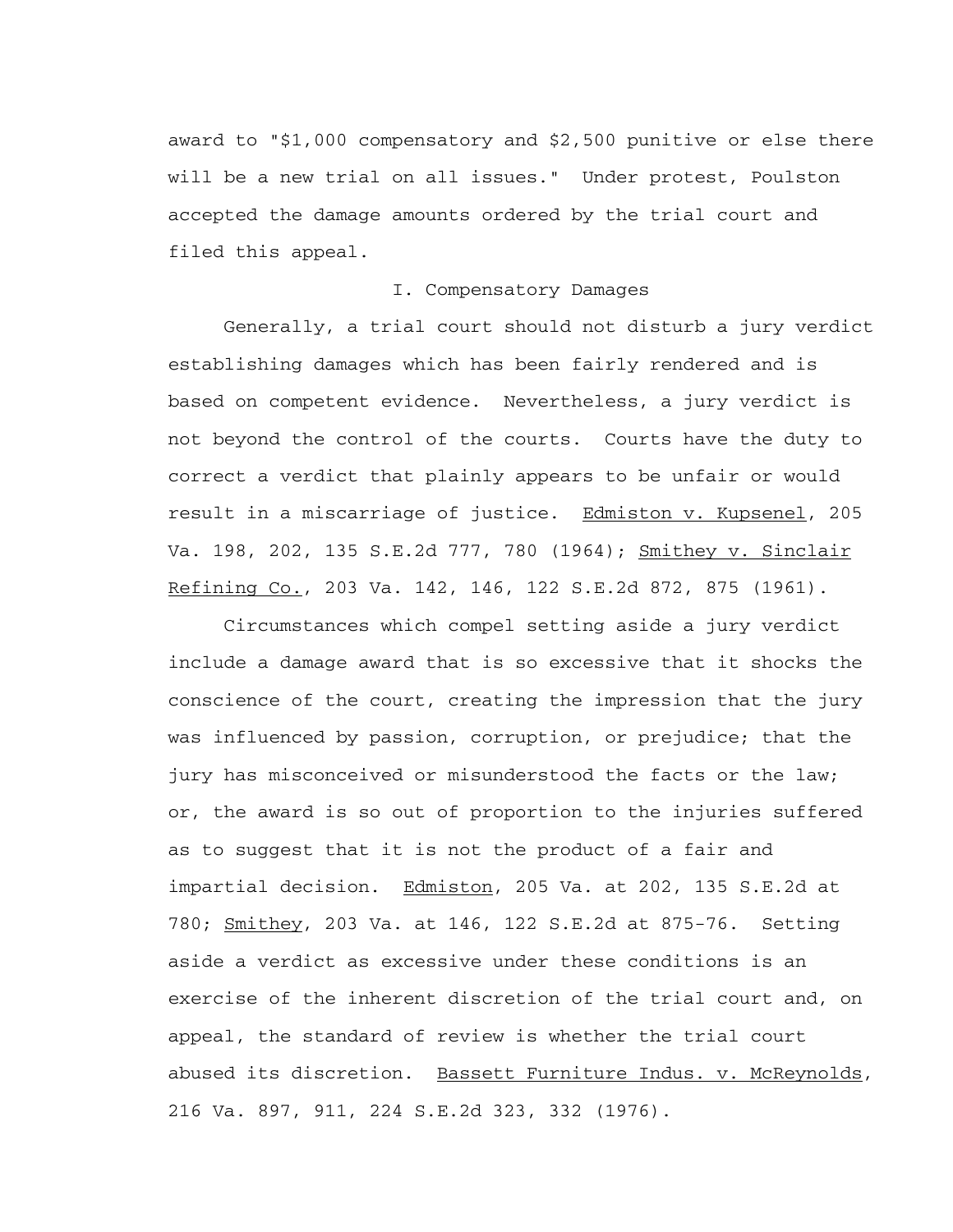award to "$1,000 compensatory and $2,500 punitive or else there will be a new trial on all issues." Under protest, Poulston accepted the damage amounts ordered by the trial court and filed this appeal.

## I. Compensatory Damages

Generally, a trial court should not disturb a jury verdict establishing damages which has been fairly rendered and is based on competent evidence. Nevertheless, a jury verdict is not beyond the control of the courts. Courts have the duty to correct a verdict that plainly appears to be unfair or would result in a miscarriage of justice. Edmiston v. Kupsenel, 205 Va. 198, 202, 135 S.E.2d 777, 780 (1964); Smithey v. Sinclair Refining Co., 203 Va. 142, 146, 122 S.E.2d 872, 875 (1961).

Circumstances which compel setting aside a jury verdict include a damage award that is so excessive that it shocks the conscience of the court, creating the impression that the jury was influenced by passion, corruption, or prejudice; that the jury has misconceived or misunderstood the facts or the law; or, the award is so out of proportion to the injuries suffered as to suggest that it is not the product of a fair and impartial decision. Edmiston, 205 Va. at 202, 135 S.E.2d at 780; Smithey, 203 Va. at 146, 122 S.E.2d at 875-76. Setting aside a verdict as excessive under these conditions is an exercise of the inherent discretion of the trial court and, on appeal, the standard of review is whether the trial court abused its discretion. Bassett Furniture Indus. v. McReynolds, 216 Va. 897, 911, 224 S.E.2d 323, 332 (1976).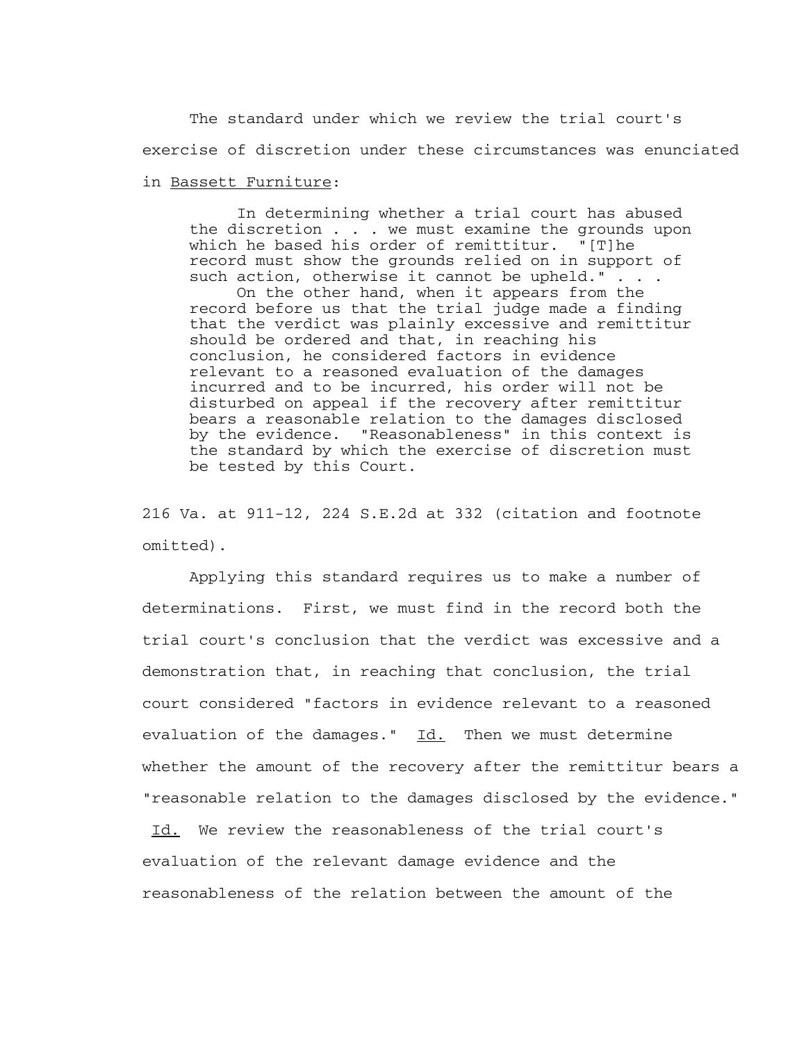The standard under which we review the trial court's exercise of discretion under these circumstances was enunciated in Bassett Furniture:

> In determining whether a trial court has abused the discretion . . . we must examine the grounds upon which he based his order of remittitur. "[T]he record must show the grounds relied on in support of such action, otherwise it cannot be upheld." . . .
>
> On the other hand, when it appears from the record before us that the trial judge made a finding that the verdict was plainly excessive and remittitur should be ordered and that, in reaching his conclusion, he considered factors in evidence relevant to a reasoned evaluation of the damages incurred and to be incurred, his order will not be disturbed on appeal if the recovery after remittitur bears a reasonable relation to the damages disclosed by the evidence. "Reasonableness" in this context is the standard by which the exercise of discretion must be tested by this Court.

216 Va. at 911-12, 224 S.E.2d at 332 (citation and footnote omitted).

Applying this standard requires us to make a number of determinations. First, we must find in the record both the trial court's conclusion that the verdict was excessive and a demonstration that, in reaching that conclusion, the trial court considered "factors in evidence relevant to a reasoned evaluation of the damages." Id. Then we must determine whether the amount of the recovery after the remittitur bears a "reasonable relation to the damages disclosed by the evidence." Id. We review the reasonableness of the trial court's evaluation of the relevant damage evidence and the reasonableness of the relation between the amount of the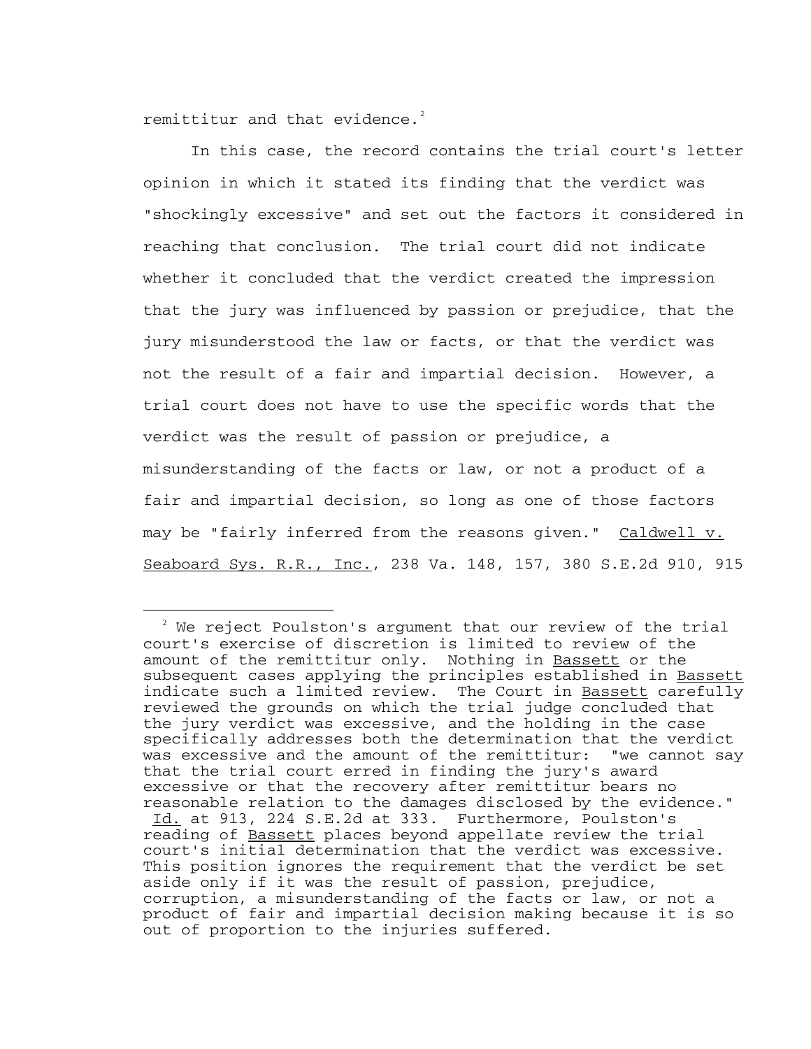remittitur and that evidence.[2]

In this case, the record contains the trial court's letter opinion in which it stated its finding that the verdict was "shockingly excessive" and set out the factors it considered in reaching that conclusion. The trial court did not indicate whether it concluded that the verdict created the impression that the jury was influenced by passion or prejudice, that the jury misunderstood the law or facts, or that the verdict was not the result of a fair and impartial decision. However, a trial court does not have to use the specific words that the verdict was the result of passion or prejudice, a misunderstanding of the facts or law, or not a product of a fair and impartial decision, so long as one of those factors may be "fairly inferred from the reasons given." Caldwell v. Seaboard Sys. R.R., Inc., 238 Va. 148, 157, 380 S.E.2d 910, 915

---

[2] We reject Poulston's argument that our review of the trial court's exercise of discretion is limited to review of the amount of the remittitur only. Nothing in Bassett or the subsequent cases applying the principles established in Bassett indicate such a limited review. The Court in Bassett carefully reviewed the grounds on which the trial judge concluded that the jury verdict was excessive, and the holding in the case specifically addresses both the determination that the verdict was excessive and the amount of the remittitur: "we cannot say that the trial court erred in finding the jury's award excessive or that the recovery after remittitur bears no reasonable relation to the damages disclosed by the evidence." Id. at 913, 224 S.E.2d at 333. Furthermore, Poulston's reading of Bassett places beyond appellate review the trial court's initial determination that the verdict was excessive. This position ignores the requirement that the verdict be set aside only if it was the result of passion, prejudice, corruption, a misunderstanding of the facts or law, or not a product of fair and impartial decision making because it is so out of proportion to the injuries suffered.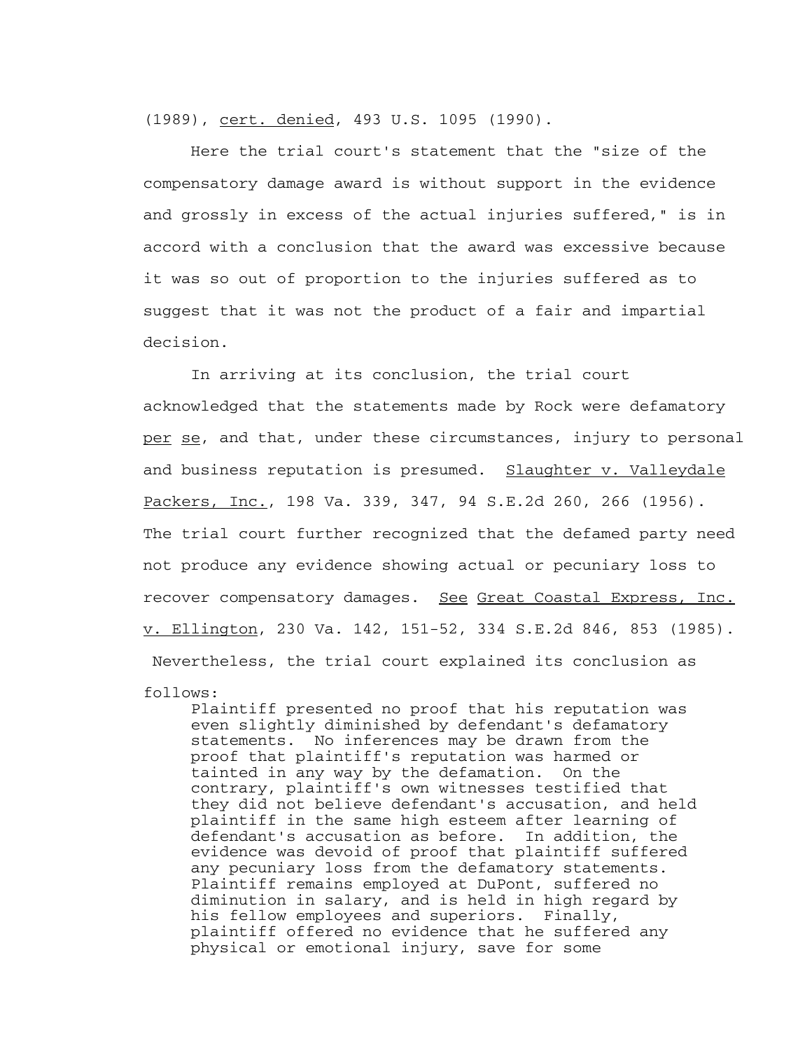(1989), _cert. denied_, 493 U.S. 1095 (1990).

Here the trial court's statement that the "size of the compensatory damage award is without support in the evidence and grossly in excess of the actual injuries suffered," is in accord with a conclusion that the award was excessive because it was so out of proportion to the injuries suffered as to suggest that it was not the product of a fair and impartial decision.

In arriving at its conclusion, the trial court acknowledged that the statements made by Rock were defamatory _per se_, and that, under these circumstances, injury to personal and business reputation is presumed. _Slaughter v. Valleydale Packers, Inc._, 198 Va. 339, 347, 94 S.E.2d 260, 266 (1956). The trial court further recognized that the defamed party need not produce any evidence showing actual or pecuniary loss to recover compensatory damages. _See_ _Great Coastal Express, Inc. v. Ellington_, 230 Va. 142, 151-52, 334 S.E.2d 846, 853 (1985). Nevertheless, the trial court explained its conclusion as follows:

> Plaintiff presented no proof that his reputation was even slightly diminished by defendant's defamatory statements. No inferences may be drawn from the proof that plaintiff's reputation was harmed or tainted in any way by the defamation. On the contrary, plaintiff's own witnesses testified that they did not believe defendant's accusation, and held plaintiff in the same high esteem after learning of defendant's accusation as before. In addition, the evidence was devoid of proof that plaintiff suffered any pecuniary loss from the defamatory statements. Plaintiff remains employed at DuPont, suffered no diminution in salary, and is held in high regard by his fellow employees and superiors. Finally, plaintiff offered no evidence that he suffered any physical or emotional injury, save for some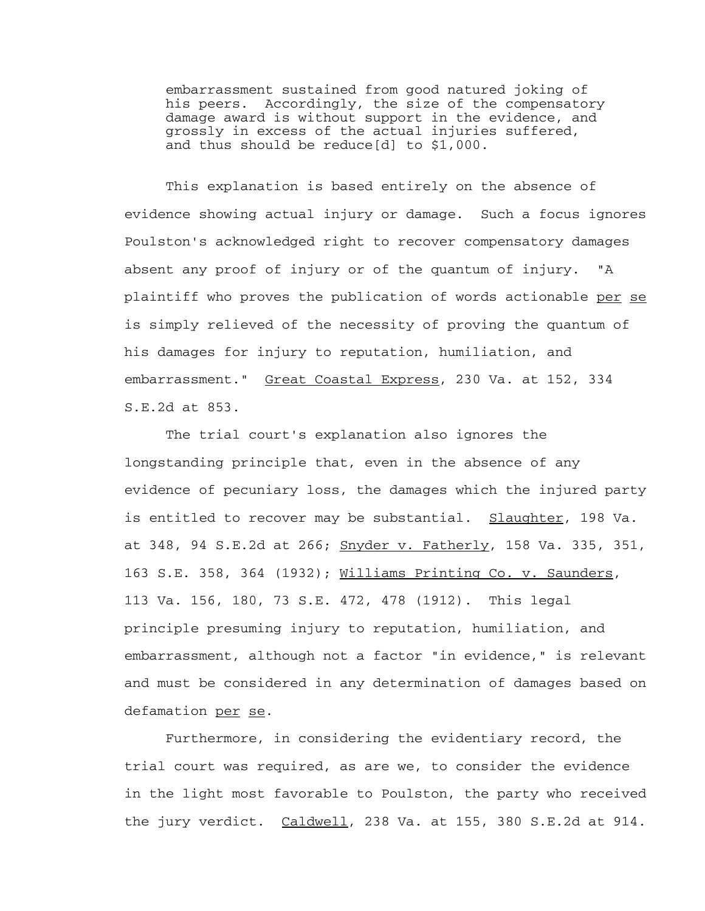> embarrassment sustained from good natured joking of his peers. Accordingly, the size of the compensatory damage award is without support in the evidence, and grossly in excess of the actual injuries suffered, and thus should be reduce[d] to $1,000.

This explanation is based entirely on the absence of evidence showing actual injury or damage. Such a focus ignores Poulston's acknowledged right to recover compensatory damages absent any proof of injury or of the quantum of injury. "A plaintiff who proves the publication of words actionable _per se_ is simply relieved of the necessity of proving the quantum of his damages for injury to reputation, humiliation, and embarrassment." _Great Coastal Express_, 230 Va. at 152, 334 S.E.2d at 853.

The trial court's explanation also ignores the longstanding principle that, even in the absence of any evidence of pecuniary loss, the damages which the injured party is entitled to recover may be substantial. _Slaughter_, 198 Va. at 348, 94 S.E.2d at 266; _Snyder v. Fatherly_, 158 Va. 335, 351, 163 S.E. 358, 364 (1932); _Williams Printing Co. v. Saunders_, 113 Va. 156, 180, 73 S.E. 472, 478 (1912). This legal principle presuming injury to reputation, humiliation, and embarrassment, although not a factor "in evidence," is relevant and must be considered in any determination of damages based on defamation _per se_.

Furthermore, in considering the evidentiary record, the trial court was required, as are we, to consider the evidence in the light most favorable to Poulston, the party who received the jury verdict. _Caldwell_, 238 Va. at 155, 380 S.E.2d at 914.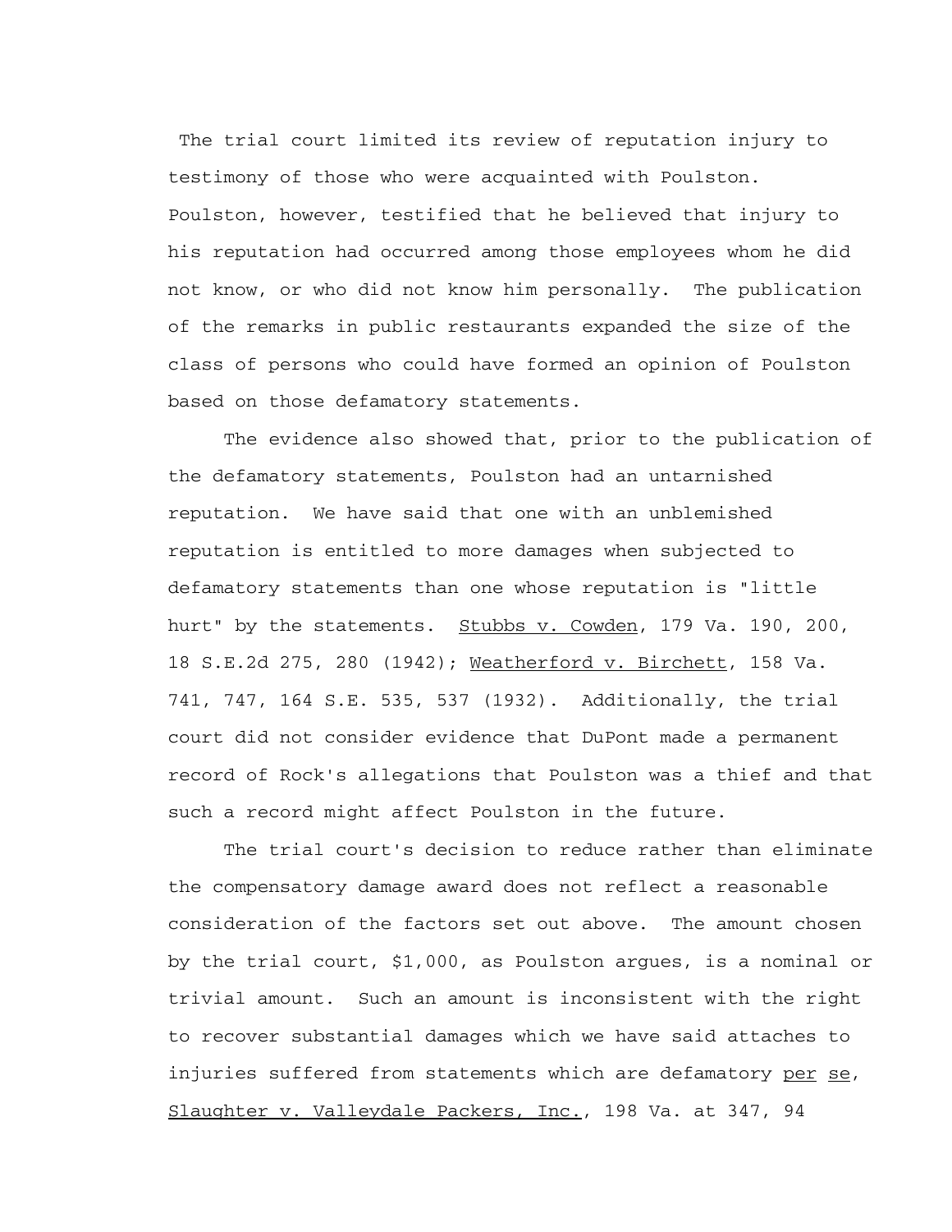The trial court limited its review of reputation injury to testimony of those who were acquainted with Poulston. Poulston, however, testified that he believed that injury to his reputation had occurred among those employees whom he did not know, or who did not know him personally. The publication of the remarks in public restaurants expanded the size of the class of persons who could have formed an opinion of Poulston based on those defamatory statements.

The evidence also showed that, prior to the publication of the defamatory statements, Poulston had an untarnished reputation. We have said that one with an unblemished reputation is entitled to more damages when subjected to defamatory statements than one whose reputation is "little hurt" by the statements. Stubbs v. Cowden, 179 Va. 190, 200, 18 S.E.2d 275, 280 (1942); Weatherford v. Birchett, 158 Va. 741, 747, 164 S.E. 535, 537 (1932). Additionally, the trial court did not consider evidence that DuPont made a permanent record of Rock's allegations that Poulston was a thief and that such a record might affect Poulston in the future.

The trial court's decision to reduce rather than eliminate the compensatory damage award does not reflect a reasonable consideration of the factors set out above. The amount chosen by the trial court, $1,000, as Poulston argues, is a nominal or trivial amount. Such an amount is inconsistent with the right to recover substantial damages which we have said attaches to injuries suffered from statements which are defamatory per se, Slaughter v. Valleydale Packers, Inc., 198 Va. at 347, 94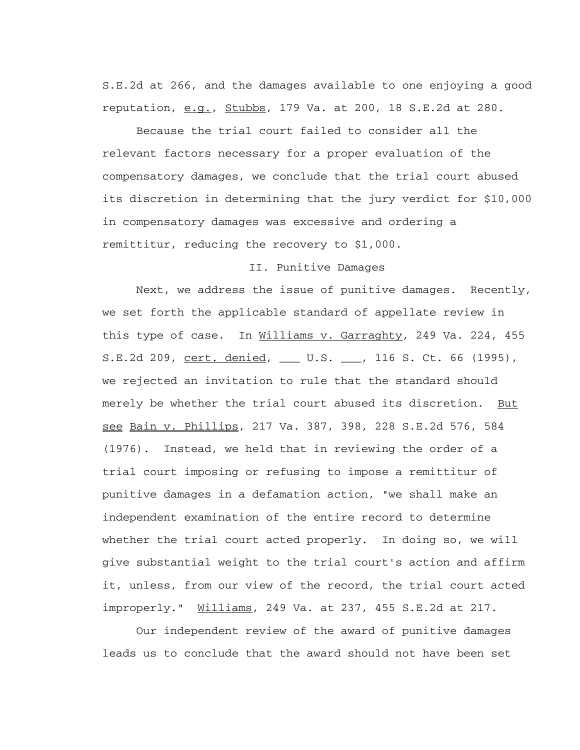S.E.2d at 266, and the damages available to one enjoying a good reputation, _e.g._, _Stubbs_, 179 Va. at 200, 18 S.E.2d at 280.

Because the trial court failed to consider all the relevant factors necessary for a proper evaluation of the compensatory damages, we conclude that the trial court abused its discretion in determining that the jury verdict for $10,000 in compensatory damages was excessive and ordering a remittitur, reducing the recovery to $1,000.

## II. Punitive Damages

Next, we address the issue of punitive damages. Recently, we set forth the applicable standard of appellate review in this type of case. In _Williams v. Garraghty_, 249 Va. 224, 455 S.E.2d 209, _cert. denied_, ___ U.S. ___, 116 S. Ct. 66 (1995), we rejected an invitation to rule that the standard should merely be whether the trial court abused its discretion. _But see_ _Bain v. Phillips_, 217 Va. 387, 398, 228 S.E.2d 576, 584 (1976). Instead, we held that in reviewing the order of a trial court imposing or refusing to impose a remittitur of punitive damages in a defamation action, "we shall make an independent examination of the entire record to determine whether the trial court acted properly. In doing so, we will give substantial weight to the trial court's action and affirm it, unless, from our view of the record, the trial court acted improperly." _Williams_, 249 Va. at 237, 455 S.E.2d at 217.

Our independent review of the award of punitive damages leads us to conclude that the award should not have been set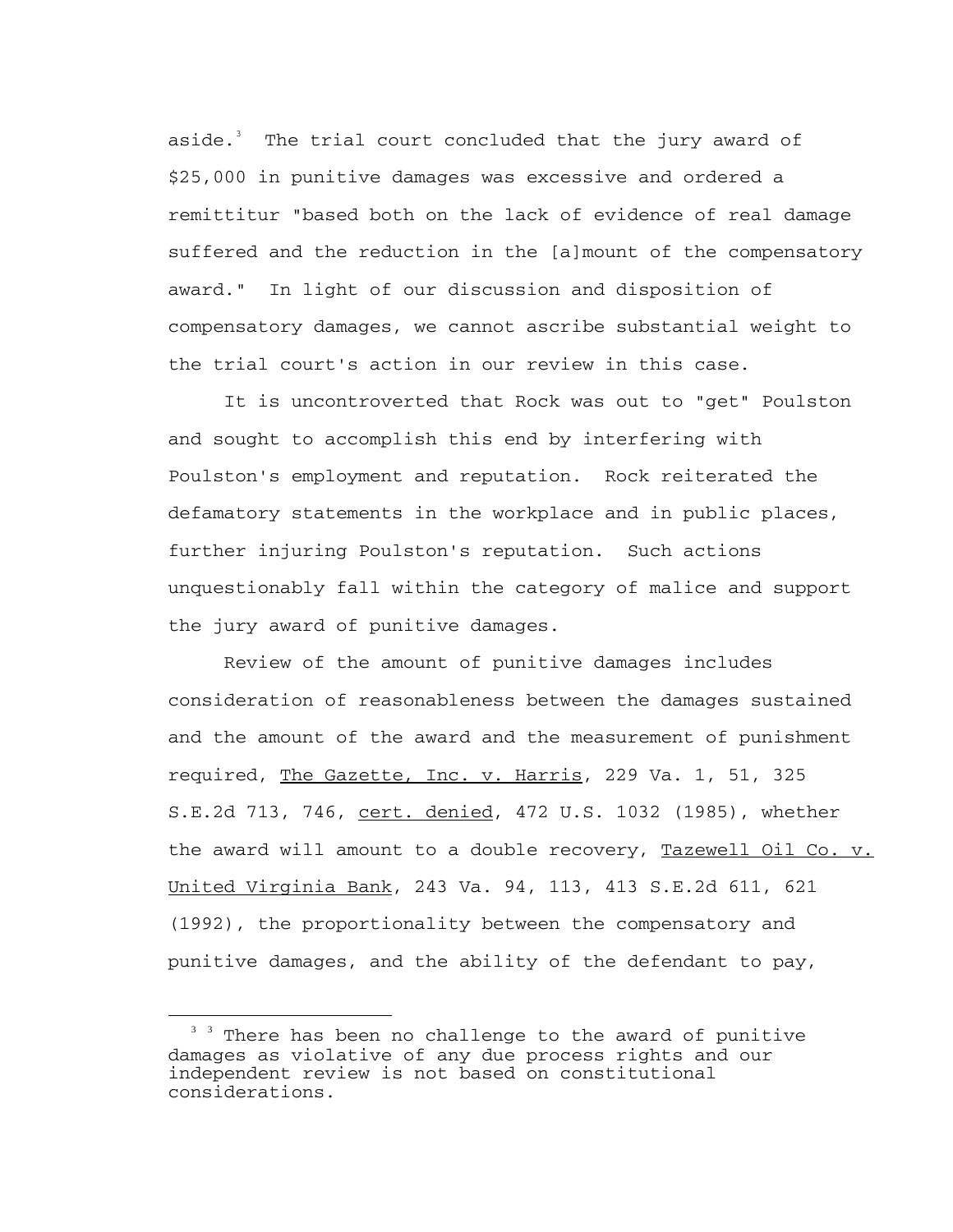aside.[3] The trial court concluded that the jury award of $25,000 in punitive damages was excessive and ordered a remittitur "based both on the lack of evidence of real damage suffered and the reduction in the [a]mount of the compensatory award." In light of our discussion and disposition of compensatory damages, we cannot ascribe substantial weight to the trial court's action in our review in this case.

It is uncontroverted that Rock was out to "get" Poulston and sought to accomplish this end by interfering with Poulston's employment and reputation. Rock reiterated the defamatory statements in the workplace and in public places, further injuring Poulston's reputation. Such actions unquestionably fall within the category of malice and support the jury award of punitive damages.

Review of the amount of punitive damages includes consideration of reasonableness between the damages sustained and the amount of the award and the measurement of punishment required, The Gazette, Inc. v. Harris, 229 Va. 1, 51, 325 S.E.2d 713, 746, cert. denied, 472 U.S. 1032 (1985), whether the award will amount to a double recovery, Tazewell Oil Co. v. United Virginia Bank, 243 Va. 94, 113, 413 S.E.2d 611, 621 (1992), the proportionality between the compensatory and punitive damages, and the ability of the defendant to pay,

---

[3] There has been no challenge to the award of punitive damages as violative of any due process rights and our independent review is not based on constitutional considerations.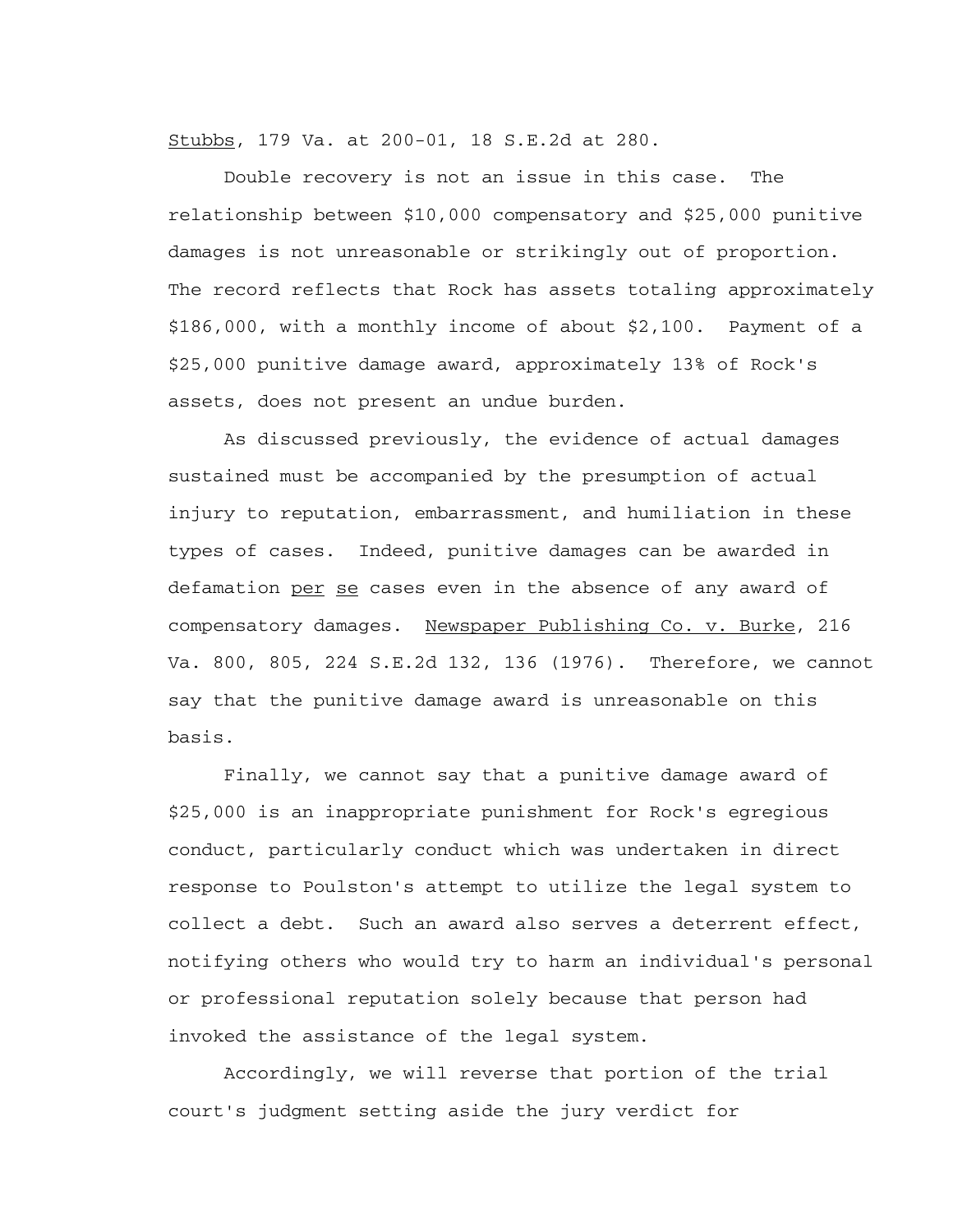Stubbs, 179 Va. at 200-01, 18 S.E.2d at 280.

Double recovery is not an issue in this case. The relationship between $10,000 compensatory and $25,000 punitive damages is not unreasonable or strikingly out of proportion. The record reflects that Rock has assets totaling approximately $186,000, with a monthly income of about $2,100. Payment of a $25,000 punitive damage award, approximately 13% of Rock's assets, does not present an undue burden.

As discussed previously, the evidence of actual damages sustained must be accompanied by the presumption of actual injury to reputation, embarrassment, and humiliation in these types of cases. Indeed, punitive damages can be awarded in defamation *per se* cases even in the absence of any award of compensatory damages. Newspaper Publishing Co. v. Burke, 216 Va. 800, 805, 224 S.E.2d 132, 136 (1976). Therefore, we cannot say that the punitive damage award is unreasonable on this basis.

Finally, we cannot say that a punitive damage award of $25,000 is an inappropriate punishment for Rock's egregious conduct, particularly conduct which was undertaken in direct response to Poulston's attempt to utilize the legal system to collect a debt. Such an award also serves a deterrent effect, notifying others who would try to harm an individual's personal or professional reputation solely because that person had invoked the assistance of the legal system.

Accordingly, we will reverse that portion of the trial court's judgment setting aside the jury verdict for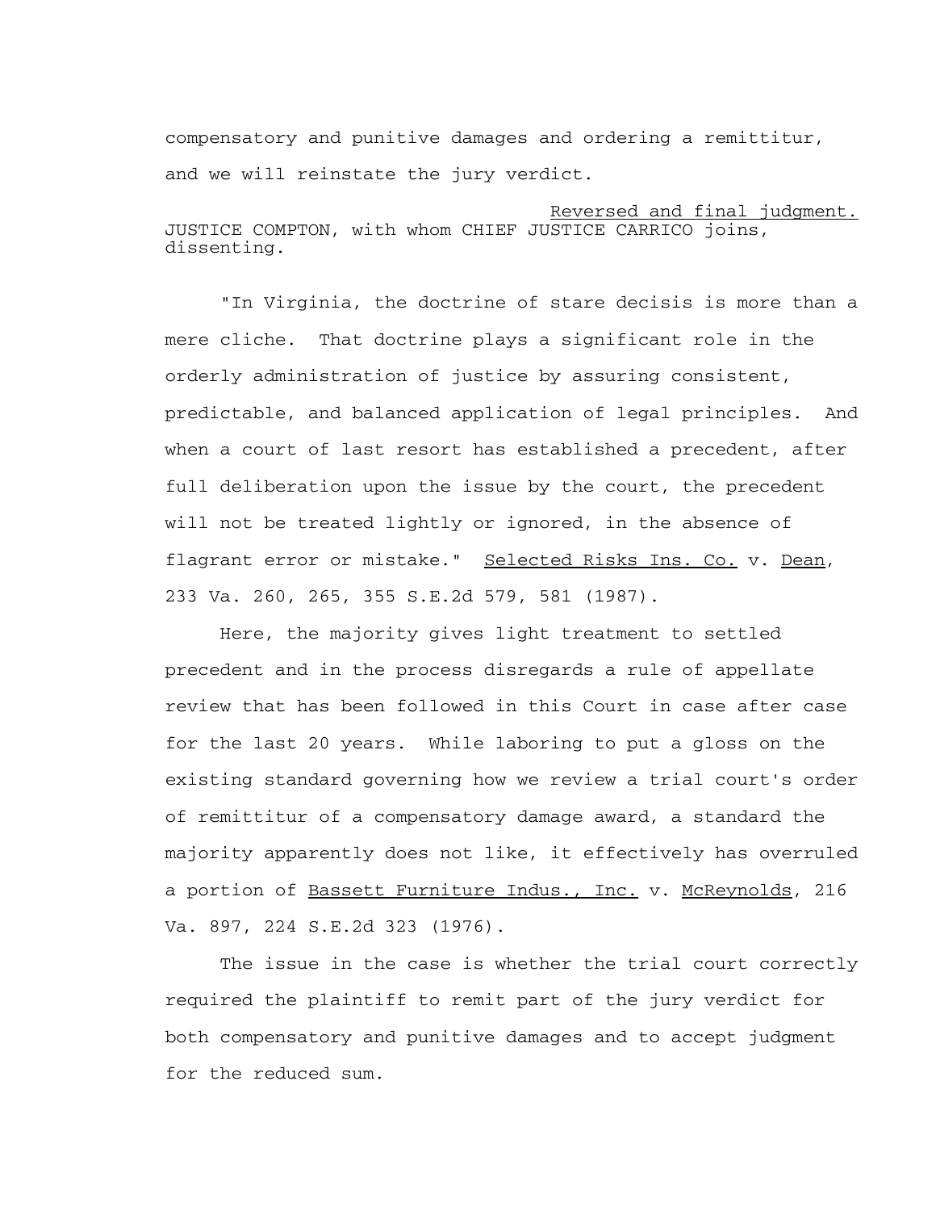compensatory and punitive damages and ordering a remittitur, and we will reinstate the jury verdict.

Reversed and final judgment.

JUSTICE COMPTON, with whom CHIEF JUSTICE CARRICO joins, dissenting.

"In Virginia, the doctrine of stare decisis is more than a mere cliche. That doctrine plays a significant role in the orderly administration of justice by assuring consistent, predictable, and balanced application of legal principles. And when a court of last resort has established a precedent, after full deliberation upon the issue by the court, the precedent will not be treated lightly or ignored, in the absence of flagrant error or mistake." Selected Risks Ins. Co. v. Dean, 233 Va. 260, 265, 355 S.E.2d 579, 581 (1987).

Here, the majority gives light treatment to settled precedent and in the process disregards a rule of appellate review that has been followed in this Court in case after case for the last 20 years. While laboring to put a gloss on the existing standard governing how we review a trial court's order of remittitur of a compensatory damage award, a standard the majority apparently does not like, it effectively has overruled a portion of Bassett Furniture Indus., Inc. v. McReynolds, 216 Va. 897, 224 S.E.2d 323 (1976).

The issue in the case is whether the trial court correctly required the plaintiff to remit part of the jury verdict for both compensatory and punitive damages and to accept judgment for the reduced sum.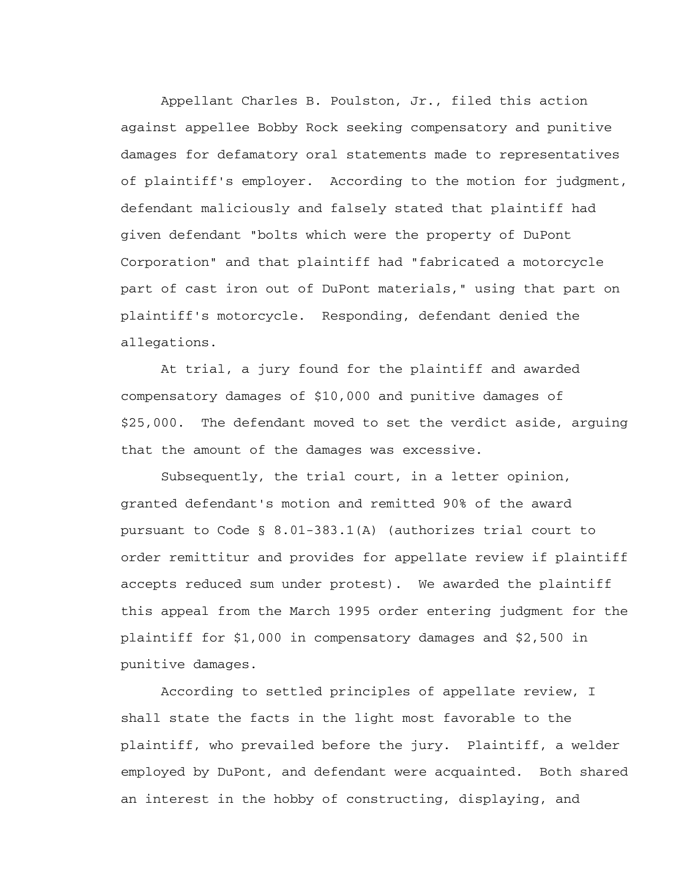Appellant Charles B. Poulston, Jr., filed this action against appellee Bobby Rock seeking compensatory and punitive damages for defamatory oral statements made to representatives of plaintiff's employer. According to the motion for judgment, defendant maliciously and falsely stated that plaintiff had given defendant "bolts which were the property of DuPont Corporation" and that plaintiff had "fabricated a motorcycle part of cast iron out of DuPont materials," using that part on plaintiff's motorcycle. Responding, defendant denied the allegations.

At trial, a jury found for the plaintiff and awarded compensatory damages of $10,000 and punitive damages of $25,000. The defendant moved to set the verdict aside, arguing that the amount of the damages was excessive.

Subsequently, the trial court, in a letter opinion, granted defendant's motion and remitted 90% of the award pursuant to Code § 8.01-383.1(A) (authorizes trial court to order remittitur and provides for appellate review if plaintiff accepts reduced sum under protest). We awarded the plaintiff this appeal from the March 1995 order entering judgment for the plaintiff for $1,000 in compensatory damages and $2,500 in punitive damages.

According to settled principles of appellate review, I shall state the facts in the light most favorable to the plaintiff, who prevailed before the jury. Plaintiff, a welder employed by DuPont, and defendant were acquainted. Both shared an interest in the hobby of constructing, displaying, and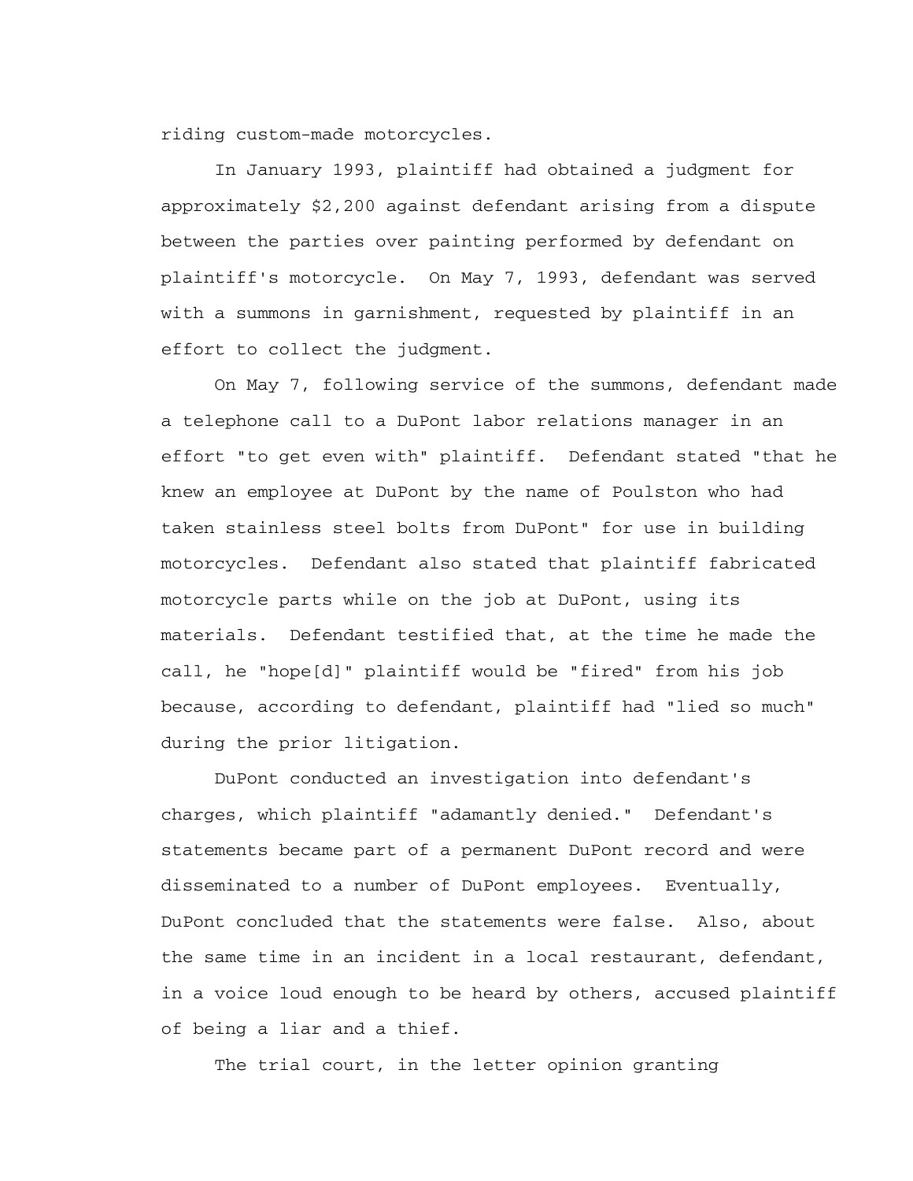riding custom-made motorcycles.

In January 1993, plaintiff had obtained a judgment for approximately $2,200 against defendant arising from a dispute between the parties over painting performed by defendant on plaintiff's motorcycle. On May 7, 1993, defendant was served with a summons in garnishment, requested by plaintiff in an effort to collect the judgment.

On May 7, following service of the summons, defendant made a telephone call to a DuPont labor relations manager in an effort "to get even with" plaintiff. Defendant stated "that he knew an employee at DuPont by the name of Poulston who had taken stainless steel bolts from DuPont" for use in building motorcycles. Defendant also stated that plaintiff fabricated motorcycle parts while on the job at DuPont, using its materials. Defendant testified that, at the time he made the call, he "hope[d]" plaintiff would be "fired" from his job because, according to defendant, plaintiff had "lied so much" during the prior litigation.

DuPont conducted an investigation into defendant's charges, which plaintiff "adamantly denied." Defendant's statements became part of a permanent DuPont record and were disseminated to a number of DuPont employees. Eventually, DuPont concluded that the statements were false. Also, about the same time in an incident in a local restaurant, defendant, in a voice loud enough to be heard by others, accused plaintiff of being a liar and a thief.

The trial court, in the letter opinion granting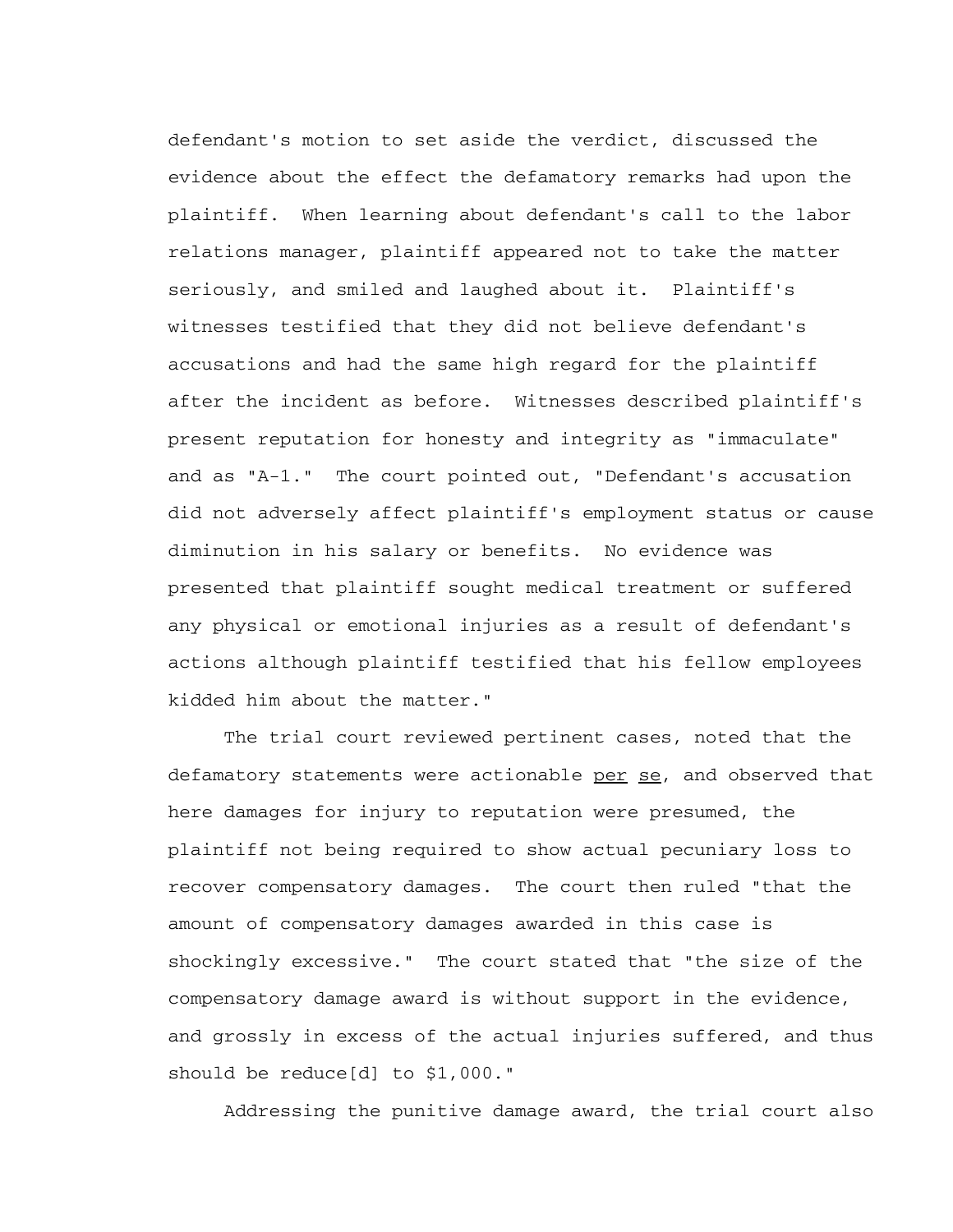defendant's motion to set aside the verdict, discussed the evidence about the effect the defamatory remarks had upon the plaintiff. When learning about defendant's call to the labor relations manager, plaintiff appeared not to take the matter seriously, and smiled and laughed about it. Plaintiff's witnesses testified that they did not believe defendant's accusations and had the same high regard for the plaintiff after the incident as before. Witnesses described plaintiff's present reputation for honesty and integrity as "immaculate" and as "A-1." The court pointed out, "Defendant's accusation did not adversely affect plaintiff's employment status or cause diminution in his salary or benefits. No evidence was presented that plaintiff sought medical treatment or suffered any physical or emotional injuries as a result of defendant's actions although plaintiff testified that his fellow employees kidded him about the matter."

The trial court reviewed pertinent cases, noted that the defamatory statements were actionable per se, and observed that here damages for injury to reputation were presumed, the plaintiff not being required to show actual pecuniary loss to recover compensatory damages. The court then ruled "that the amount of compensatory damages awarded in this case is shockingly excessive." The court stated that "the size of the compensatory damage award is without support in the evidence, and grossly in excess of the actual injuries suffered, and thus should be reduce[d] to $1,000."

Addressing the punitive damage award, the trial court also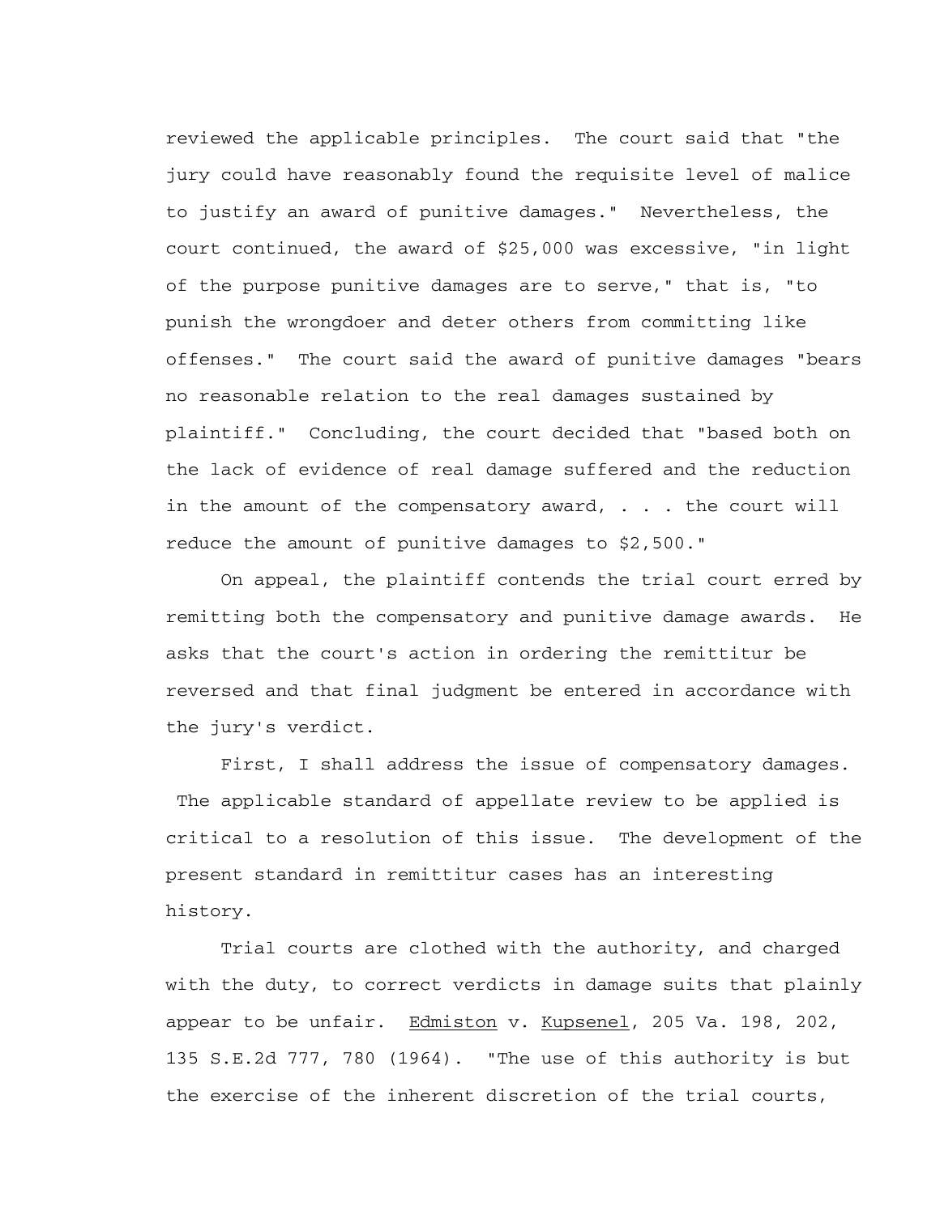reviewed the applicable principles. The court said that "the jury could have reasonably found the requisite level of malice to justify an award of punitive damages." Nevertheless, the court continued, the award of $25,000 was excessive, "in light of the purpose punitive damages are to serve," that is, "to punish the wrongdoer and deter others from committing like offenses." The court said the award of punitive damages "bears no reasonable relation to the real damages sustained by plaintiff." Concluding, the court decided that "based both on the lack of evidence of real damage suffered and the reduction in the amount of the compensatory award, . . . the court will reduce the amount of punitive damages to $2,500."

On appeal, the plaintiff contends the trial court erred by remitting both the compensatory and punitive damage awards. He asks that the court's action in ordering the remittitur be reversed and that final judgment be entered in accordance with the jury's verdict.

First, I shall address the issue of compensatory damages. The applicable standard of appellate review to be applied is critical to a resolution of this issue. The development of the present standard in remittitur cases has an interesting history.

Trial courts are clothed with the authority, and charged with the duty, to correct verdicts in damage suits that plainly appear to be unfair. Edmiston v. Kupsenel, 205 Va. 198, 202, 135 S.E.2d 777, 780 (1964). "The use of this authority is but the exercise of the inherent discretion of the trial courts,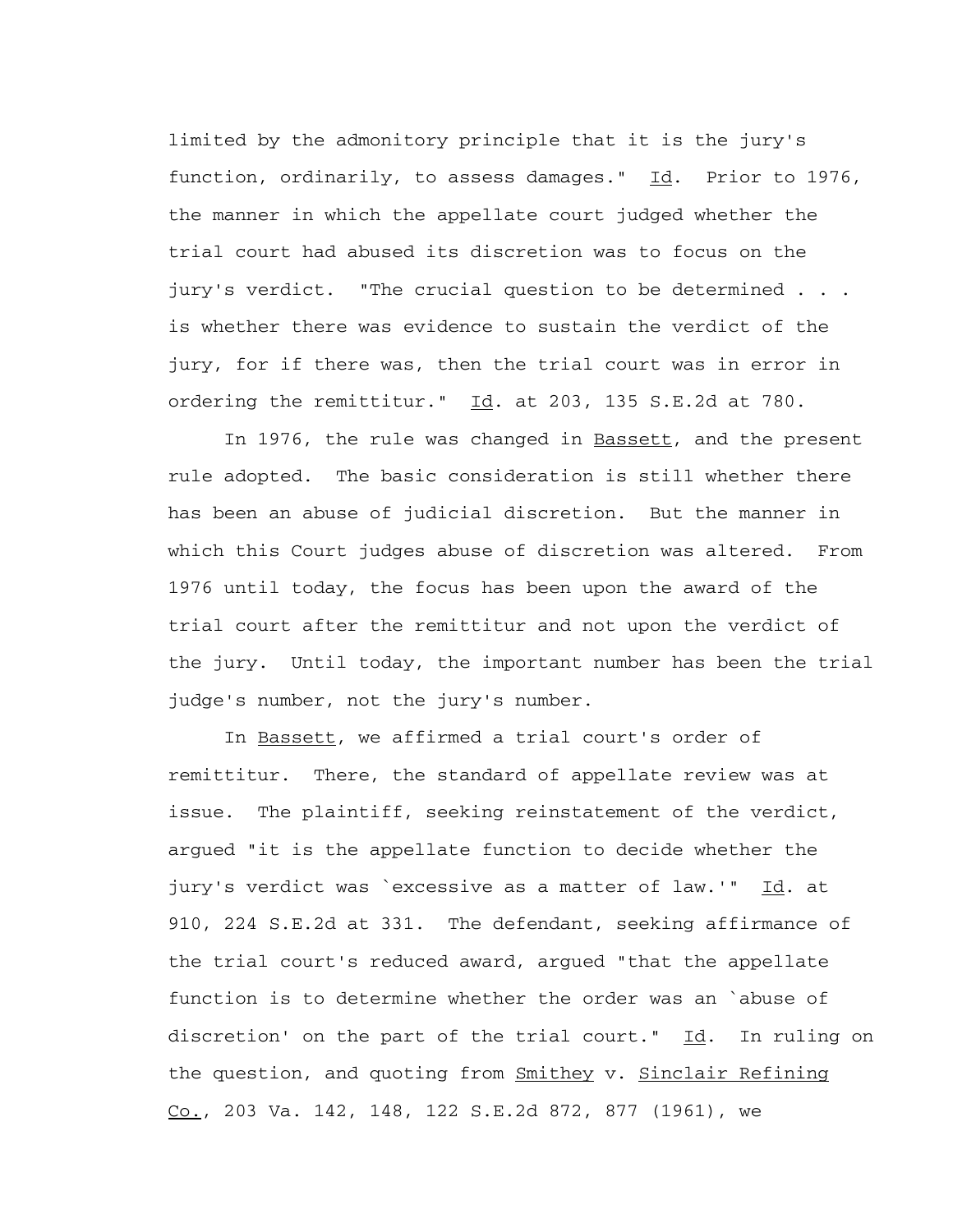limited by the admonitory principle that it is the jury's function, ordinarily, to assess damages." Id. Prior to 1976, the manner in which the appellate court judged whether the trial court had abused its discretion was to focus on the jury's verdict. "The crucial question to be determined . . . is whether there was evidence to sustain the verdict of the jury, for if there was, then the trial court was in error in ordering the remittitur." Id. at 203, 135 S.E.2d at 780.

In 1976, the rule was changed in Bassett, and the present rule adopted. The basic consideration is still whether there has been an abuse of judicial discretion. But the manner in which this Court judges abuse of discretion was altered. From 1976 until today, the focus has been upon the award of the trial court after the remittitur and not upon the verdict of the jury. Until today, the important number has been the trial judge's number, not the jury's number.

In Bassett, we affirmed a trial court's order of remittitur. There, the standard of appellate review was at issue. The plaintiff, seeking reinstatement of the verdict, argued "it is the appellate function to decide whether the jury's verdict was `excessive as a matter of law.'" Id. at 910, 224 S.E.2d at 331. The defendant, seeking affirmance of the trial court's reduced award, argued "that the appellate function is to determine whether the order was an `abuse of discretion' on the part of the trial court." Id. In ruling on the question, and quoting from Smithey v. Sinclair Refining Co., 203 Va. 142, 148, 122 S.E.2d 872, 877 (1961), we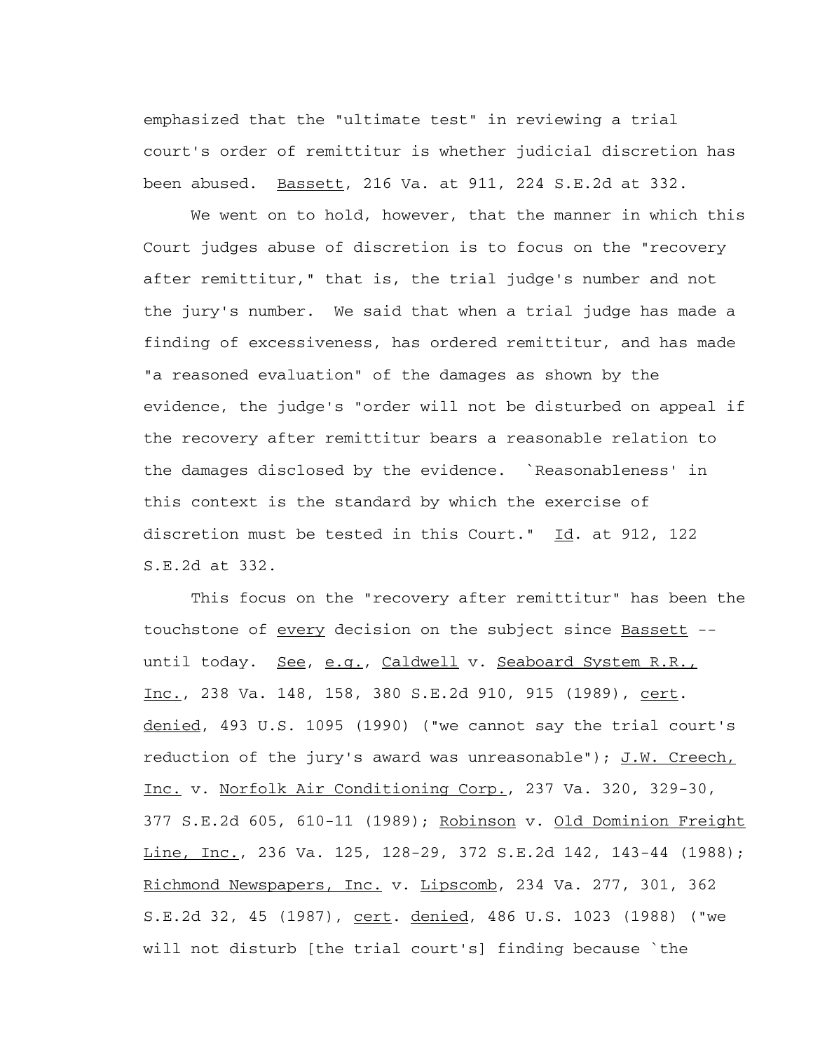emphasized that the "ultimate test" in reviewing a trial court's order of remittitur is whether judicial discretion has been abused. Bassett, 216 Va. at 911, 224 S.E.2d at 332.

We went on to hold, however, that the manner in which this Court judges abuse of discretion is to focus on the "recovery after remittitur," that is, the trial judge's number and not the jury's number. We said that when a trial judge has made a finding of excessiveness, has ordered remittitur, and has made "a reasoned evaluation" of the damages as shown by the evidence, the judge's "order will not be disturbed on appeal if the recovery after remittitur bears a reasonable relation to the damages disclosed by the evidence. `Reasonableness' in this context is the standard by which the exercise of discretion must be tested in this Court." Id. at 912, 122 S.E.2d at 332.

This focus on the "recovery after remittitur" has been the touchstone of every decision on the subject since Bassett -- until today. See, e.g., Caldwell v. Seaboard System R.R., Inc., 238 Va. 148, 158, 380 S.E.2d 910, 915 (1989), cert. denied, 493 U.S. 1095 (1990) ("we cannot say the trial court's reduction of the jury's award was unreasonable"); J.W. Creech, Inc. v. Norfolk Air Conditioning Corp., 237 Va. 320, 329-30, 377 S.E.2d 605, 610-11 (1989); Robinson v. Old Dominion Freight Line, Inc., 236 Va. 125, 128-29, 372 S.E.2d 142, 143-44 (1988); Richmond Newspapers, Inc. v. Lipscomb, 234 Va. 277, 301, 362 S.E.2d 32, 45 (1987), cert. denied, 486 U.S. 1023 (1988) ("we will not disturb [the trial court's] finding because `the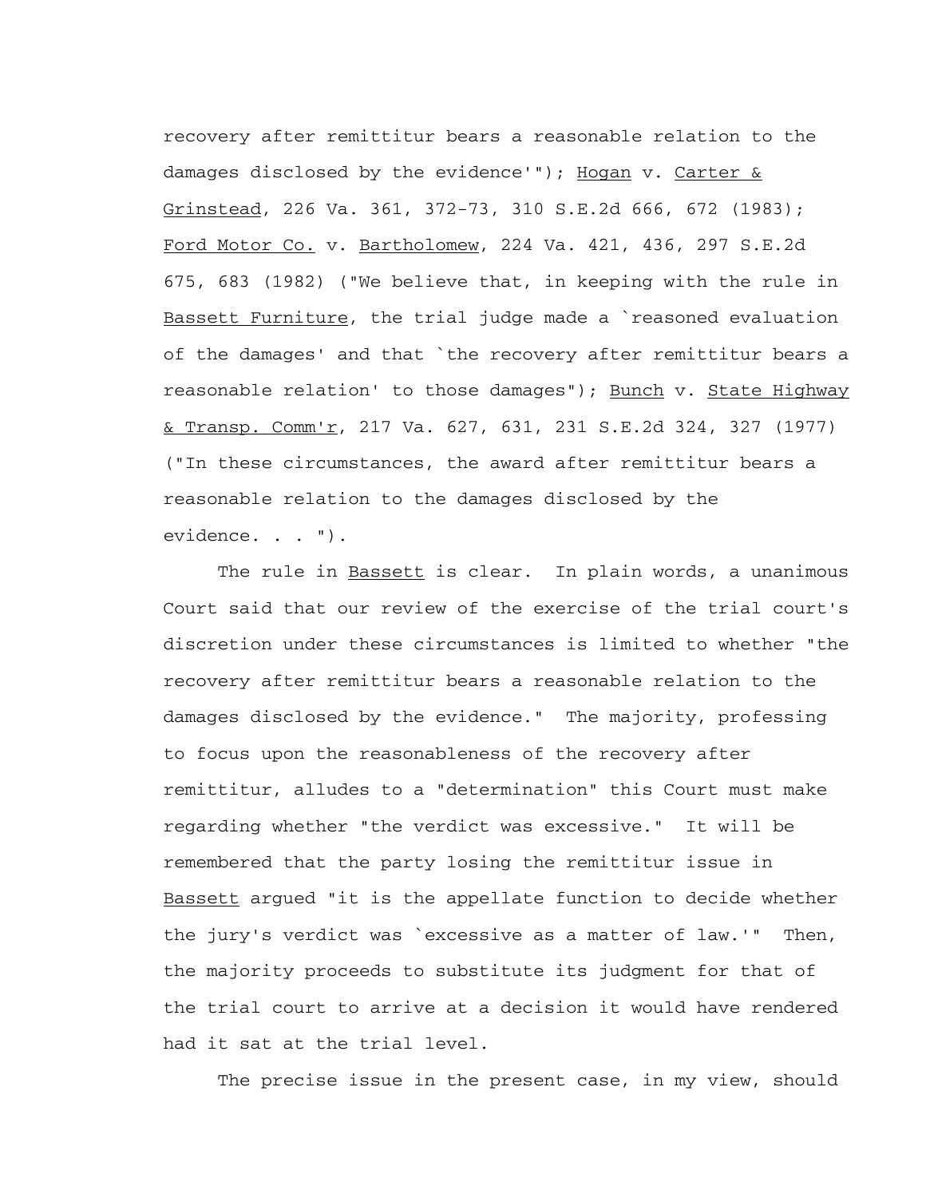recovery after remittitur bears a reasonable relation to the damages disclosed by the evidence'"); Hogan v. Carter & Grinstead, 226 Va. 361, 372-73, 310 S.E.2d 666, 672 (1983); Ford Motor Co. v. Bartholomew, 224 Va. 421, 436, 297 S.E.2d 675, 683 (1982) ("We believe that, in keeping with the rule in Bassett Furniture, the trial judge made a `reasoned evaluation of the damages' and that `the recovery after remittitur bears a reasonable relation' to those damages"); Bunch v. State Highway & Transp. Comm'r, 217 Va. 627, 631, 231 S.E.2d 324, 327 (1977) ("In these circumstances, the award after remittitur bears a reasonable relation to the damages disclosed by the evidence. . . ").

The rule in Bassett is clear. In plain words, a unanimous Court said that our review of the exercise of the trial court's discretion under these circumstances is limited to whether "the recovery after remittitur bears a reasonable relation to the damages disclosed by the evidence." The majority, professing to focus upon the reasonableness of the recovery after remittitur, alludes to a "determination" this Court must make regarding whether "the verdict was excessive." It will be remembered that the party losing the remittitur issue in Bassett argued "it is the appellate function to decide whether the jury's verdict was `excessive as a matter of law.'" Then, the majority proceeds to substitute its judgment for that of the trial court to arrive at a decision it would have rendered had it sat at the trial level.

The precise issue in the present case, in my view, should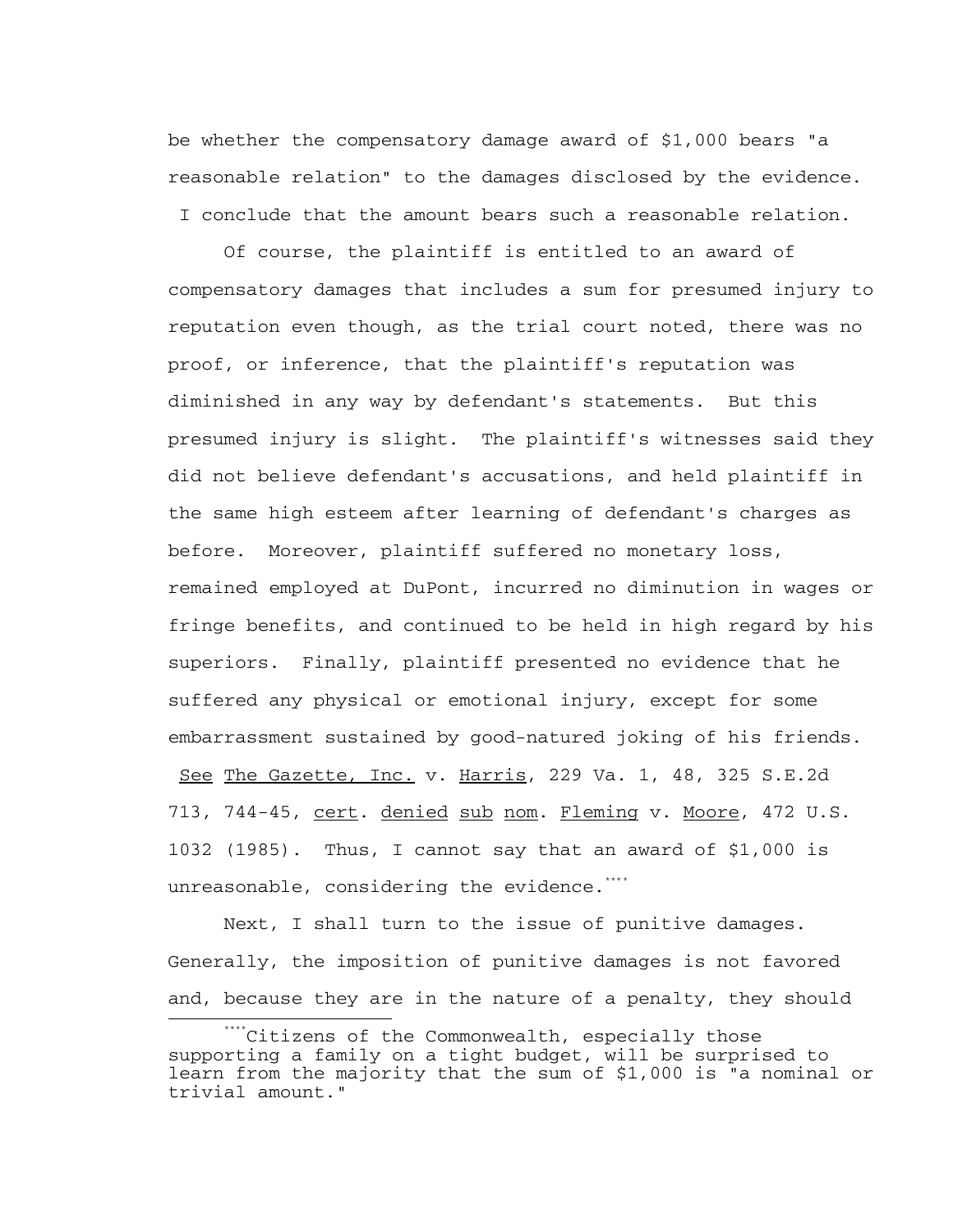be whether the compensatory damage award of $1,000 bears "a reasonable relation" to the damages disclosed by the evidence. I conclude that the amount bears such a reasonable relation.

Of course, the plaintiff is entitled to an award of compensatory damages that includes a sum for presumed injury to reputation even though, as the trial court noted, there was no proof, or inference, that the plaintiff's reputation was diminished in any way by defendant's statements. But this presumed injury is slight. The plaintiff's witnesses said they did not believe defendant's accusations, and held plaintiff in the same high esteem after learning of defendant's charges as before. Moreover, plaintiff suffered no monetary loss, remained employed at DuPont, incurred no diminution in wages or fringe benefits, and continued to be held in high regard by his superiors. Finally, plaintiff presented no evidence that he suffered any physical or emotional injury, except for some embarrassment sustained by good-natured joking of his friends. See The Gazette, Inc. v. Harris, 229 Va. 1, 48, 325 S.E.2d 713, 744-45, cert. denied sub nom. Fleming v. Moore, 472 U.S. 1032 (1985). Thus, I cannot say that an award of $1,000 is unreasonable, considering the evidence.[****]

Next, I shall turn to the issue of punitive damages. Generally, the imposition of punitive damages is not favored and, because they are in the nature of a penalty, they should

---

[****]Citizens of the Commonwealth, especially those supporting a family on a tight budget, will be surprised to learn from the majority that the sum of $1,000 is "a nominal or trivial amount."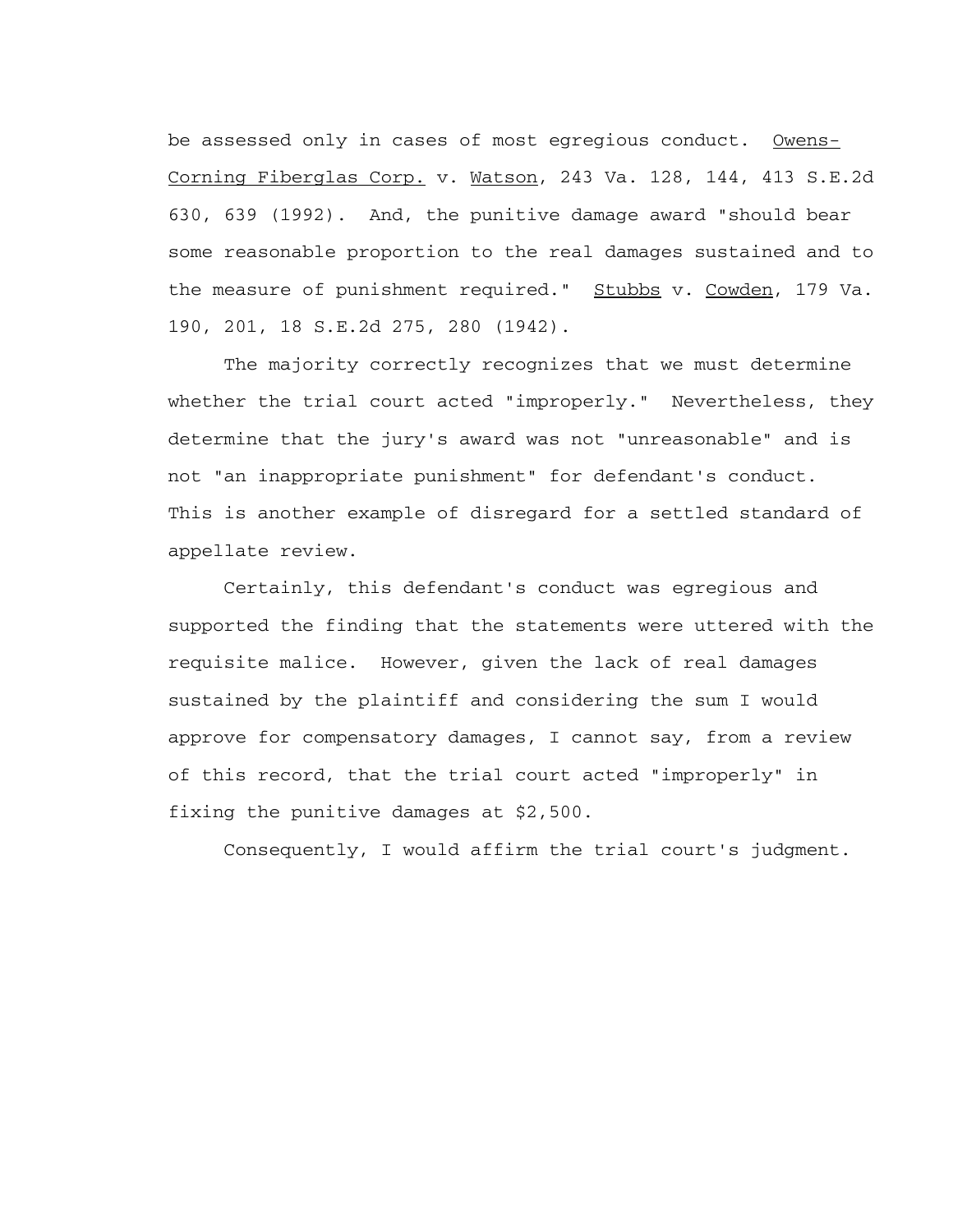be assessed only in cases of most egregious conduct. Owens-Corning Fiberglas Corp. v. Watson, 243 Va. 128, 144, 413 S.E.2d 630, 639 (1992). And, the punitive damage award "should bear some reasonable proportion to the real damages sustained and to the measure of punishment required." Stubbs v. Cowden, 179 Va. 190, 201, 18 S.E.2d 275, 280 (1942).

The majority correctly recognizes that we must determine whether the trial court acted "improperly." Nevertheless, they determine that the jury's award was not "unreasonable" and is not "an inappropriate punishment" for defendant's conduct. This is another example of disregard for a settled standard of appellate review.

Certainly, this defendant's conduct was egregious and supported the finding that the statements were uttered with the requisite malice. However, given the lack of real damages sustained by the plaintiff and considering the sum I would approve for compensatory damages, I cannot say, from a review of this record, that the trial court acted "improperly" in fixing the punitive damages at $2,500.

Consequently, I would affirm the trial court's judgment.